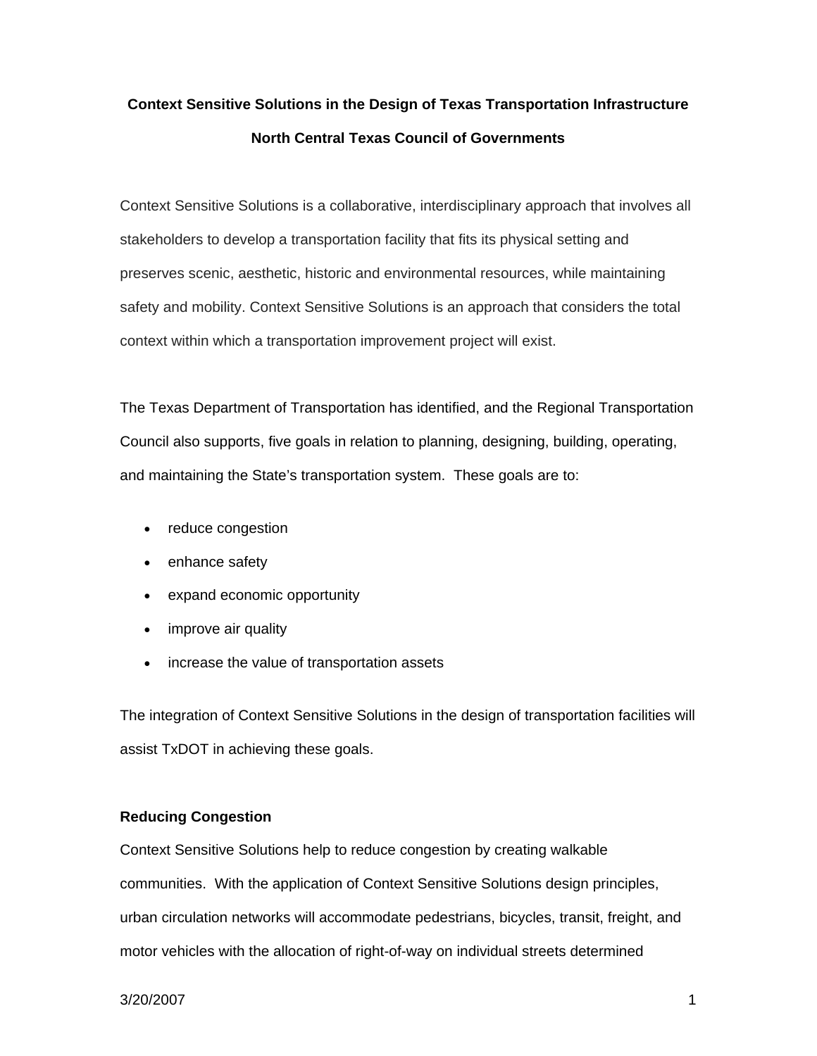# Context Sensitive Solutions in the Design of Texas Transportation Infrastructure

## North Central Texas Council of Governments

Context Sensitive Solutions is a collaborative, interdisciplinary approach that involves all stakeholders to develop a transportation facility that fits its physical setting and preserves scenic, aesthetic, historic and environmental resources, while maintaining safety and mobility. Context Sensitive Solutions is an approach that considers the total context within which a transportation improvement project will exist.

The Texas Department of Transportation has identified, and the Regional Transportation Council also supports, five goals in relation to planning, designing, building, operating, and maintaining the State's transportation system. These goals are to:

- reduce congestion
- enhance safety
- expand economic opportunity
- improve air quality
- increase the value of transportation assets

The integration of Context Sensitive Solutions in the design of transportation facilities will assist TxDOT in achieving these goals.

### Reducing Congestion

Context Sensitive Solutions help to reduce congestion by creating walkable communities. With the application of Context Sensitive Solutions design principles, urban circulation networks will accommodate pedestrians, bicycles, transit, freight, and motor vehicles with the allocation of right-of-way on individual streets determined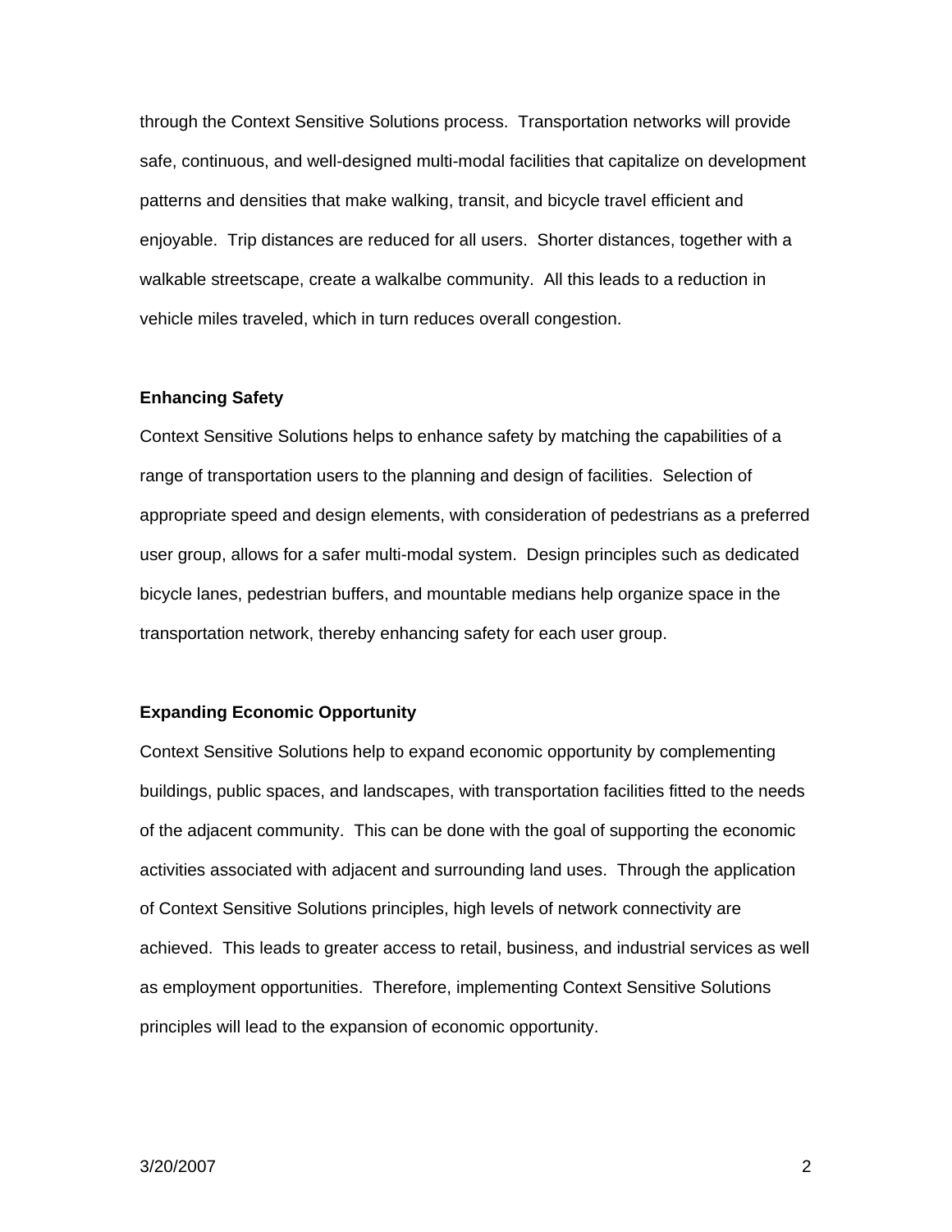through the Context Sensitive Solutions process. Transportation networks will provide safe, continuous, and well-designed multi-modal facilities that capitalize on development patterns and densities that make walking, transit, and bicycle travel efficient and enjoyable. Trip distances are reduced for all users. Shorter distances, together with a walkable streetscape, create a walkalbe community. All this leads to a reduction in vehicle miles traveled, which in turn reduces overall congestion.

**Enhancing Safety**

Context Sensitive Solutions helps to enhance safety by matching the capabilities of a range of transportation users to the planning and design of facilities. Selection of appropriate speed and design elements, with consideration of pedestrians as a preferred user group, allows for a safer multi-modal system. Design principles such as dedicated bicycle lanes, pedestrian buffers, and mountable medians help organize space in the transportation network, thereby enhancing safety for each user group.

**Expanding Economic Opportunity**

Context Sensitive Solutions help to expand economic opportunity by complementing buildings, public spaces, and landscapes, with transportation facilities fitted to the needs of the adjacent community. This can be done with the goal of supporting the economic activities associated with adjacent and surrounding land uses. Through the application of Context Sensitive Solutions principles, high levels of network connectivity are achieved. This leads to greater access to retail, business, and industrial services as well as employment opportunities. Therefore, implementing Context Sensitive Solutions principles will lead to the expansion of economic opportunity.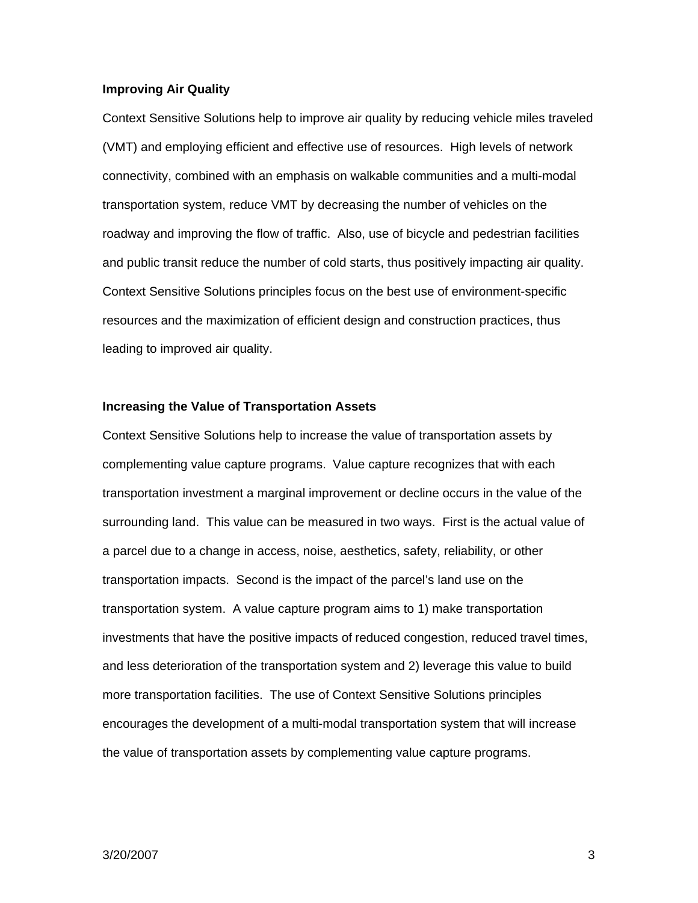**Improving Air Quality**

Context Sensitive Solutions help to improve air quality by reducing vehicle miles traveled (VMT) and employing efficient and effective use of resources. High levels of network connectivity, combined with an emphasis on walkable communities and a multi-modal transportation system, reduce VMT by decreasing the number of vehicles on the roadway and improving the flow of traffic. Also, use of bicycle and pedestrian facilities and public transit reduce the number of cold starts, thus positively impacting air quality. Context Sensitive Solutions principles focus on the best use of environment-specific resources and the maximization of efficient design and construction practices, thus leading to improved air quality.

**Increasing the Value of Transportation Assets**

Context Sensitive Solutions help to increase the value of transportation assets by complementing value capture programs. Value capture recognizes that with each transportation investment a marginal improvement or decline occurs in the value of the surrounding land. This value can be measured in two ways. First is the actual value of a parcel due to a change in access, noise, aesthetics, safety, reliability, or other transportation impacts. Second is the impact of the parcel's land use on the transportation system. A value capture program aims to 1) make transportation investments that have the positive impacts of reduced congestion, reduced travel times, and less deterioration of the transportation system and 2) leverage this value to build more transportation facilities. The use of Context Sensitive Solutions principles encourages the development of a multi-modal transportation system that will increase the value of transportation assets by complementing value capture programs.